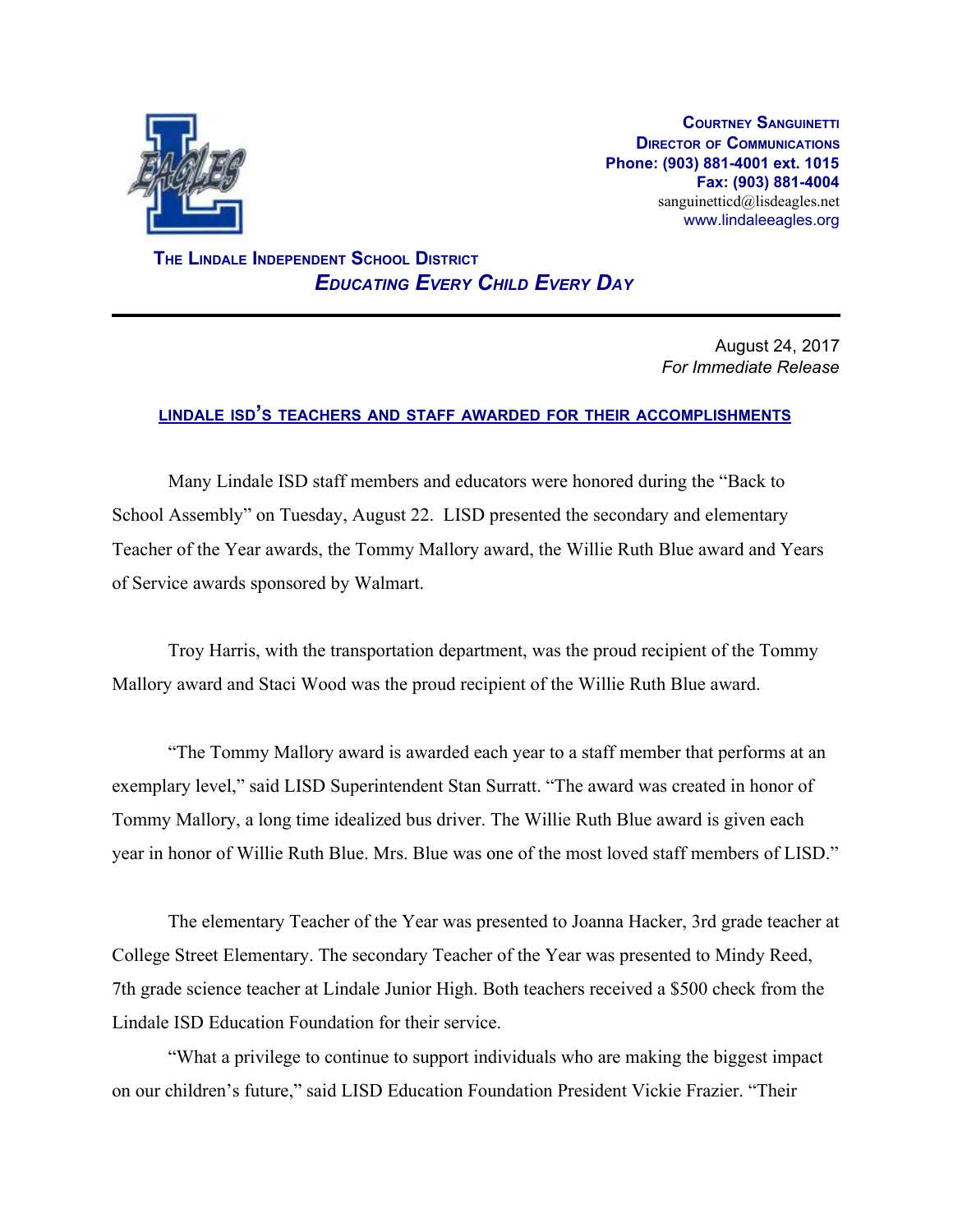**Courtney Sanguinetti**
**Director of Communications**
**Phone: (903) 881-4001 ext. 1015**
**Fax: (903) 881-4004**
sanguinetticd@lisdeagles.net
www.lindaleeagles.org

**The Lindale Independent School District**
***Educating Every Child Every Day***

---

August 24, 2017
*For Immediate Release*

## LINDALE ISD'S TEACHERS AND STAFF AWARDED FOR THEIR ACCOMPLISHMENTS

Many Lindale ISD staff members and educators were honored during the "Back to School Assembly" on Tuesday, August 22. LISD presented the secondary and elementary Teacher of the Year awards, the Tommy Mallory award, the Willie Ruth Blue award and Years of Service awards sponsored by Walmart.

Troy Harris, with the transportation department, was the proud recipient of the Tommy Mallory award and Staci Wood was the proud recipient of the Willie Ruth Blue award.

"The Tommy Mallory award is awarded each year to a staff member that performs at an exemplary level," said LISD Superintendent Stan Surratt. "The award was created in honor of Tommy Mallory, a long time idealized bus driver. The Willie Ruth Blue award is given each year in honor of Willie Ruth Blue. Mrs. Blue was one of the most loved staff members of LISD."

The elementary Teacher of the Year was presented to Joanna Hacker, 3rd grade teacher at College Street Elementary. The secondary Teacher of the Year was presented to Mindy Reed, 7th grade science teacher at Lindale Junior High. Both teachers received a $500 check from the Lindale ISD Education Foundation for their service.

"What a privilege to continue to support individuals who are making the biggest impact on our children's future," said LISD Education Foundation President Vickie Frazier. "Their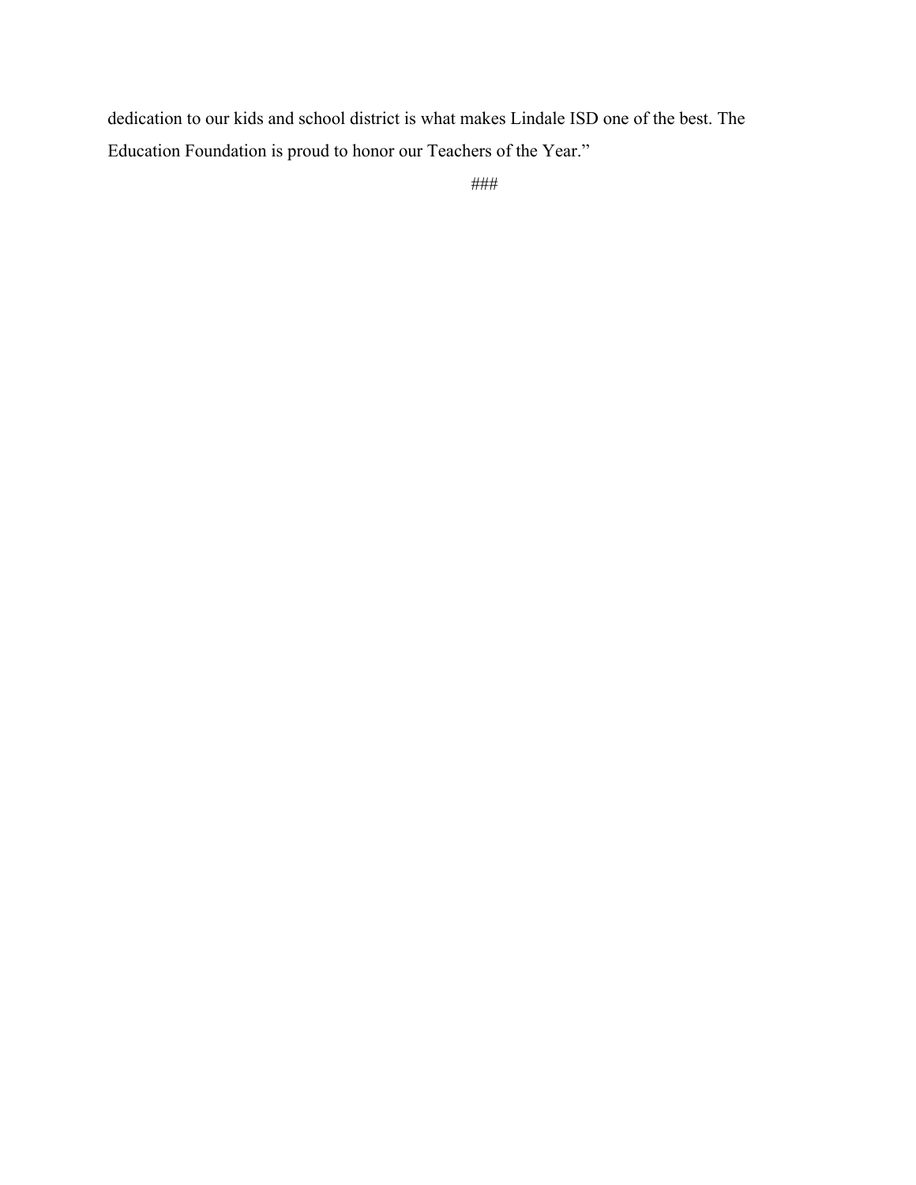dedication to our kids and school district is what makes Lindale ISD one of the best. The Education Foundation is proud to honor our Teachers of the Year."

###